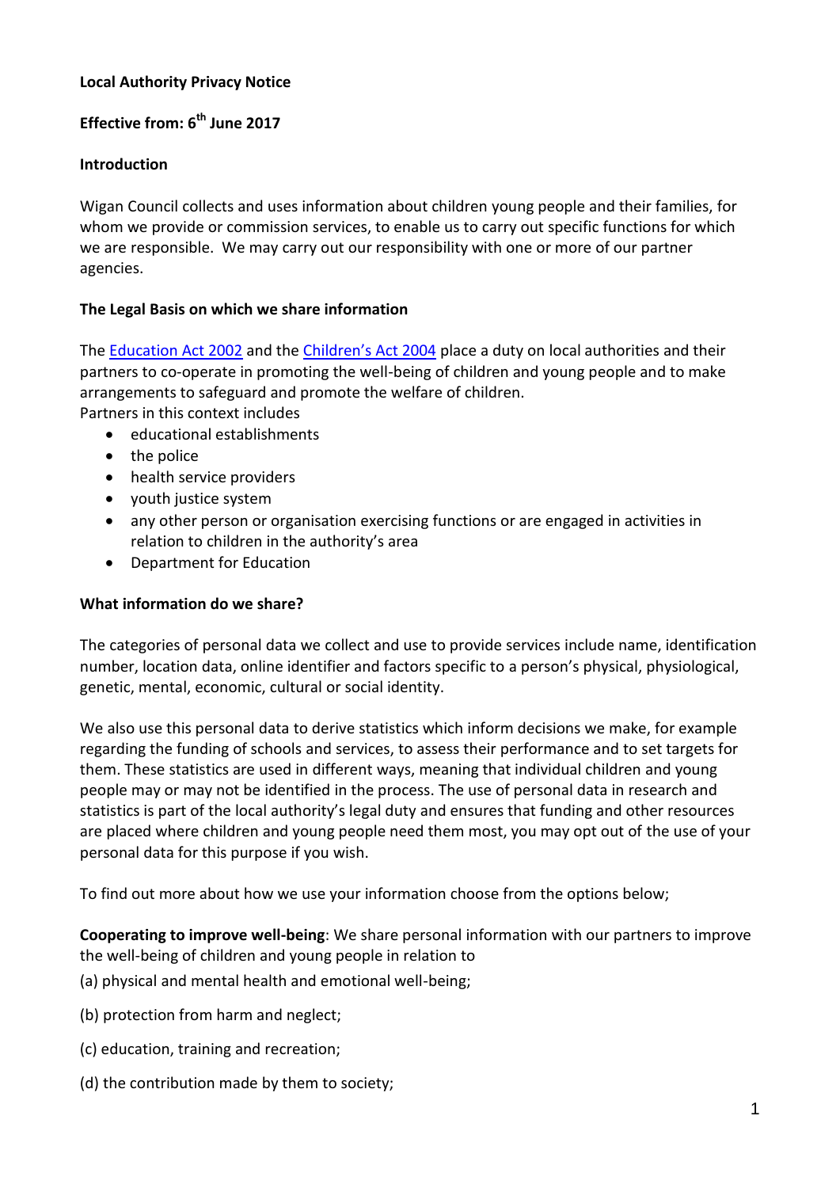**Local Authority Privacy Notice**

**Effective from: 6th June 2017**

**Introduction**

Wigan Council collects and uses information about children young people and their families, for whom we provide or commission services, to enable us to carry out specific functions for which we are responsible. We may carry out our responsibility with one or more of our partner agencies.

**The Legal Basis on which we share information**

The [Education Act 2002] and the [Children's Act 2004] place a duty on local authorities and their partners to co-operate in promoting the well-being of children and young people and to make arrangements to safeguard and promote the welfare of children.
Partners in this context includes

- educational establishments
- the police
- health service providers
- youth justice system
- any other person or organisation exercising functions or are engaged in activities in relation to children in the authority's area
- Department for Education

**What information do we share?**

The categories of personal data we collect and use to provide services include name, identification number, location data, online identifier and factors specific to a person's physical, physiological, genetic, mental, economic, cultural or social identity.

We also use this personal data to derive statistics which inform decisions we make, for example regarding the funding of schools and services, to assess their performance and to set targets for them. These statistics are used in different ways, meaning that individual children and young people may or may not be identified in the process. The use of personal data in research and statistics is part of the local authority's legal duty and ensures that funding and other resources are placed where children and young people need them most, you may opt out of the use of your personal data for this purpose if you wish.

To find out more about how we use your information choose from the options below;

**Cooperating to improve well-being**: We share personal information with our partners to improve the well-being of children and young people in relation to

(a) physical and mental health and emotional well-being;

(b) protection from harm and neglect;

(c) education, training and recreation;

(d) the contribution made by them to society;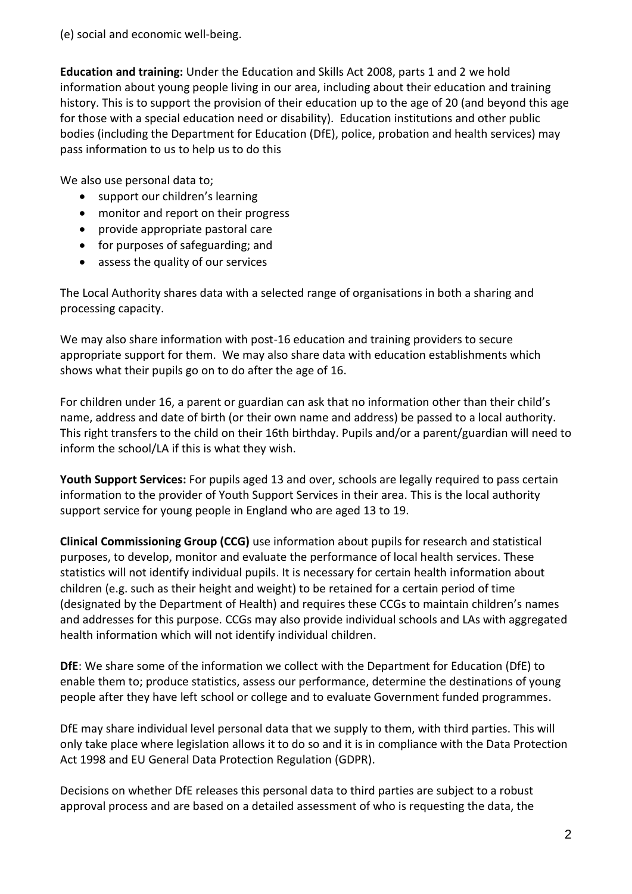(e) social and economic well-being.

**Education and training:** Under the Education and Skills Act 2008, parts 1 and 2 we hold information about young people living in our area, including about their education and training history. This is to support the provision of their education up to the age of 20 (and beyond this age for those with a special education need or disability). Education institutions and other public bodies (including the Department for Education (DfE), police, probation and health services) may pass information to us to help us to do this

We also use personal data to;

- support our children's learning
- monitor and report on their progress
- provide appropriate pastoral care
- for purposes of safeguarding; and
- assess the quality of our services

The Local Authority shares data with a selected range of organisations in both a sharing and processing capacity.

We may also share information with post-16 education and training providers to secure appropriate support for them. We may also share data with education establishments which shows what their pupils go on to do after the age of 16.

For children under 16, a parent or guardian can ask that no information other than their child's name, address and date of birth (or their own name and address) be passed to a local authority. This right transfers to the child on their 16th birthday. Pupils and/or a parent/guardian will need to inform the school/LA if this is what they wish.

**Youth Support Services:** For pupils aged 13 and over, schools are legally required to pass certain information to the provider of Youth Support Services in their area. This is the local authority support service for young people in England who are aged 13 to 19.

**Clinical Commissioning Group (CCG)** use information about pupils for research and statistical purposes, to develop, monitor and evaluate the performance of local health services. These statistics will not identify individual pupils. It is necessary for certain health information about children (e.g. such as their height and weight) to be retained for a certain period of time (designated by the Department of Health) and requires these CCGs to maintain children's names and addresses for this purpose. CCGs may also provide individual schools and LAs with aggregated health information which will not identify individual children.

**DfE**: We share some of the information we collect with the Department for Education (DfE) to enable them to; produce statistics, assess our performance, determine the destinations of young people after they have left school or college and to evaluate Government funded programmes.

DfE may share individual level personal data that we supply to them, with third parties. This will only take place where legislation allows it to do so and it is in compliance with the Data Protection Act 1998 and EU General Data Protection Regulation (GDPR).

Decisions on whether DfE releases this personal data to third parties are subject to a robust approval process and are based on a detailed assessment of who is requesting the data, the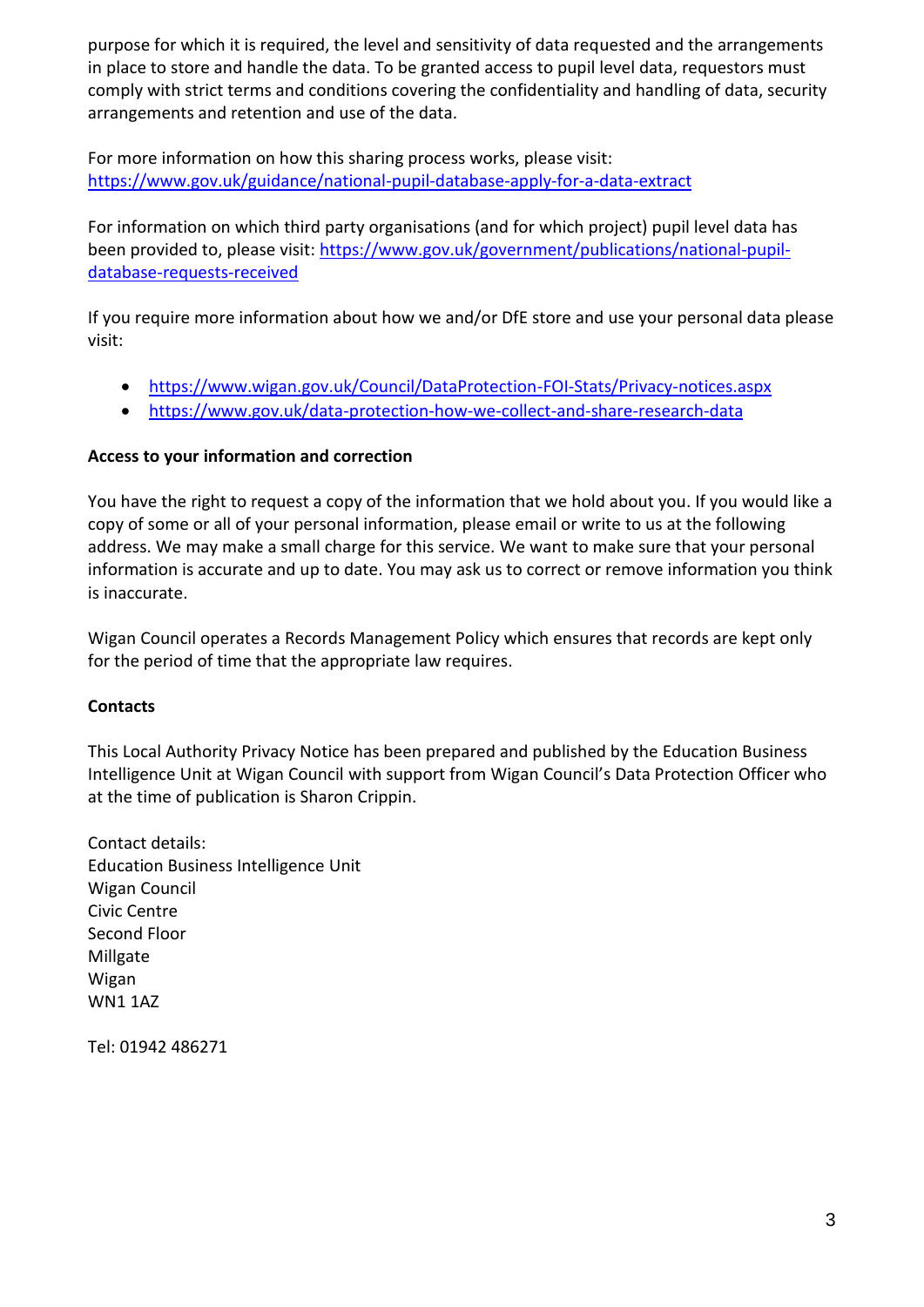purpose for which it is required, the level and sensitivity of data requested and the arrangements in place to store and handle the data. To be granted access to pupil level data, requestors must comply with strict terms and conditions covering the confidentiality and handling of data, security arrangements and retention and use of the data.

For more information on how this sharing process works, please visit: https://www.gov.uk/guidance/national-pupil-database-apply-for-a-data-extract

For information on which third party organisations (and for which project) pupil level data has been provided to, please visit: https://www.gov.uk/government/publications/national-pupil-database-requests-received

If you require more information about how we and/or DfE store and use your personal data please visit:

- https://www.wigan.gov.uk/Council/DataProtection-FOI-Stats/Privacy-notices.aspx
- https://www.gov.uk/data-protection-how-we-collect-and-share-research-data

**Access to your information and correction**

You have the right to request a copy of the information that we hold about you. If you would like a copy of some or all of your personal information, please email or write to us at the following address. We may make a small charge for this service. We want to make sure that your personal information is accurate and up to date. You may ask us to correct or remove information you think is inaccurate.

Wigan Council operates a Records Management Policy which ensures that records are kept only for the period of time that the appropriate law requires.

**Contacts**

This Local Authority Privacy Notice has been prepared and published by the Education Business Intelligence Unit at Wigan Council with support from Wigan Council's Data Protection Officer who at the time of publication is Sharon Crippin.

Contact details:
Education Business Intelligence Unit
Wigan Council
Civic Centre
Second Floor
Millgate
Wigan
WN1 1AZ

Tel: 01942 486271